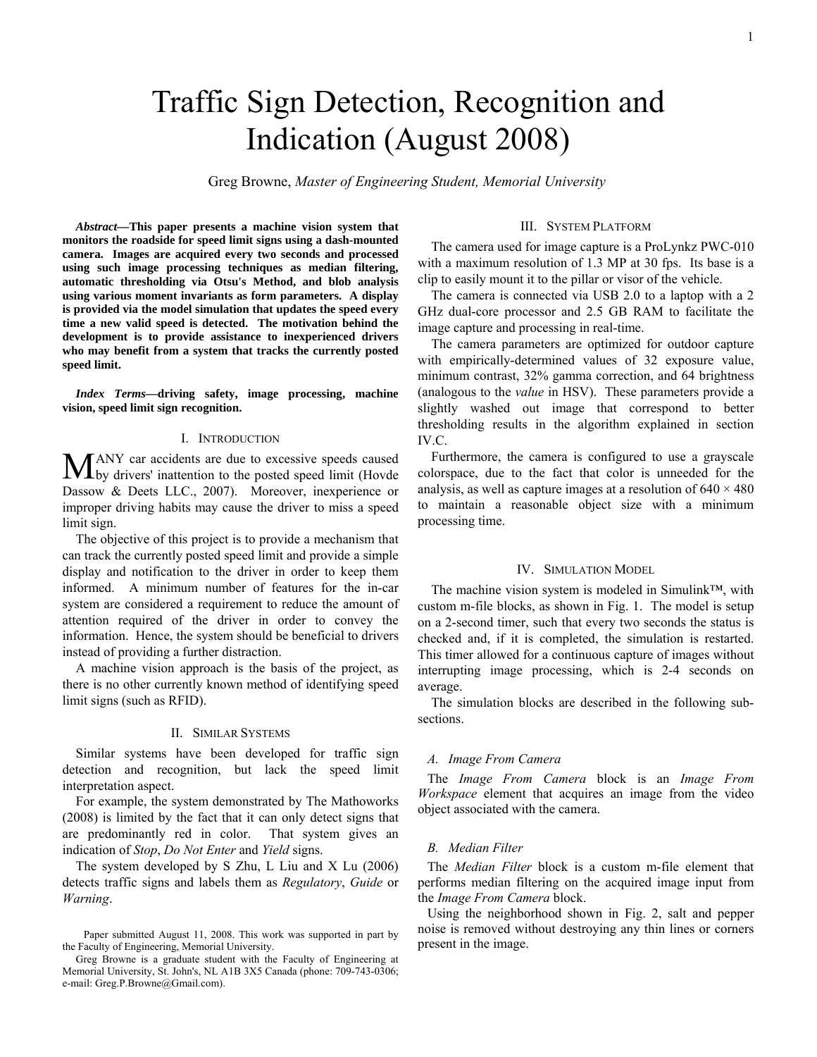# Traffic Sign Detection, Recognition and Indication (August 2008)

Greg Browne, *Master of Engineering Student, Memorial University*

***Abstract*—This paper presents a machine vision system that monitors the roadside for speed limit signs using a dash-mounted camera. Images are acquired every two seconds and processed using such image processing techniques as median filtering, automatic thresholding via Otsu's Method, and blob analysis using various moment invariants as form parameters. A display is provided via the model simulation that updates the speed every time a new valid speed is detected. The motivation behind the development is to provide assistance to inexperienced drivers who may benefit from a system that tracks the currently posted speed limit.**

***Index Terms*—driving safety, image processing, machine vision, speed limit sign recognition.**

## I. Introduction

MANY car accidents are due to excessive speeds caused by drivers' inattention to the posted speed limit (Hovde Dassow & Deets LLC., 2007). Moreover, inexperience or improper driving habits may cause the driver to miss a speed limit sign.

The objective of this project is to provide a mechanism that can track the currently posted speed limit and provide a simple display and notification to the driver in order to keep them informed. A minimum number of features for the in-car system are considered a requirement to reduce the amount of attention required of the driver in order to convey the information. Hence, the system should be beneficial to drivers instead of providing a further distraction.

A machine vision approach is the basis of the project, as there is no other currently known method of identifying speed limit signs (such as RFID).

## II. Similar Systems

Similar systems have been developed for traffic sign detection and recognition, but lack the speed limit interpretation aspect.

For example, the system demonstrated by The Mathoworks (2008) is limited by the fact that it can only detect signs that are predominantly red in color. That system gives an indication of *Stop*, *Do Not Enter* and *Yield* signs.

The system developed by S Zhu, L Liu and X Lu (2006) detects traffic signs and labels them as *Regulatory*, *Guide* or *Warning*.

Paper submitted August 11, 2008. This work was supported in part by the Faculty of Engineering, Memorial University.

Greg Browne is a graduate student with the Faculty of Engineering at Memorial University, St. John's, NL A1B 3X5 Canada (phone: 709-743-0306; e-mail: Greg.P.Browne@Gmail.com).

## III. System Platform

The camera used for image capture is a ProLynkz PWC-010 with a maximum resolution of 1.3 MP at 30 fps. Its base is a clip to easily mount it to the pillar or visor of the vehicle.

The camera is connected via USB 2.0 to a laptop with a 2 GHz dual-core processor and 2.5 GB RAM to facilitate the image capture and processing in real-time.

The camera parameters are optimized for outdoor capture with empirically-determined values of 32 exposure value, minimum contrast, 32% gamma correction, and 64 brightness (analogous to the *value* in HSV). These parameters provide a slightly washed out image that correspond to better thresholding results in the algorithm explained in section IV.C.

Furthermore, the camera is configured to use a grayscale colorspace, due to the fact that color is unneeded for the analysis, as well as capture images at a resolution of 640 × 480 to maintain a reasonable object size with a minimum processing time.

## IV. Simulation Model

The machine vision system is modeled in Simulink™, with custom m-file blocks, as shown in Fig. 1. The model is setup on a 2-second timer, such that every two seconds the status is checked and, if it is completed, the simulation is restarted. This timer allowed for a continuous capture of images without interrupting image processing, which is 2-4 seconds on average.

The simulation blocks are described in the following sub-sections.

### A. Image From Camera

The *Image From Camera* block is an *Image From Workspace* element that acquires an image from the video object associated with the camera.

### B. Median Filter

The *Median Filter* block is a custom m-file element that performs median filtering on the acquired image input from the *Image From Camera* block.

Using the neighborhood shown in Fig. 2, salt and pepper noise is removed without destroying any thin lines or corners present in the image.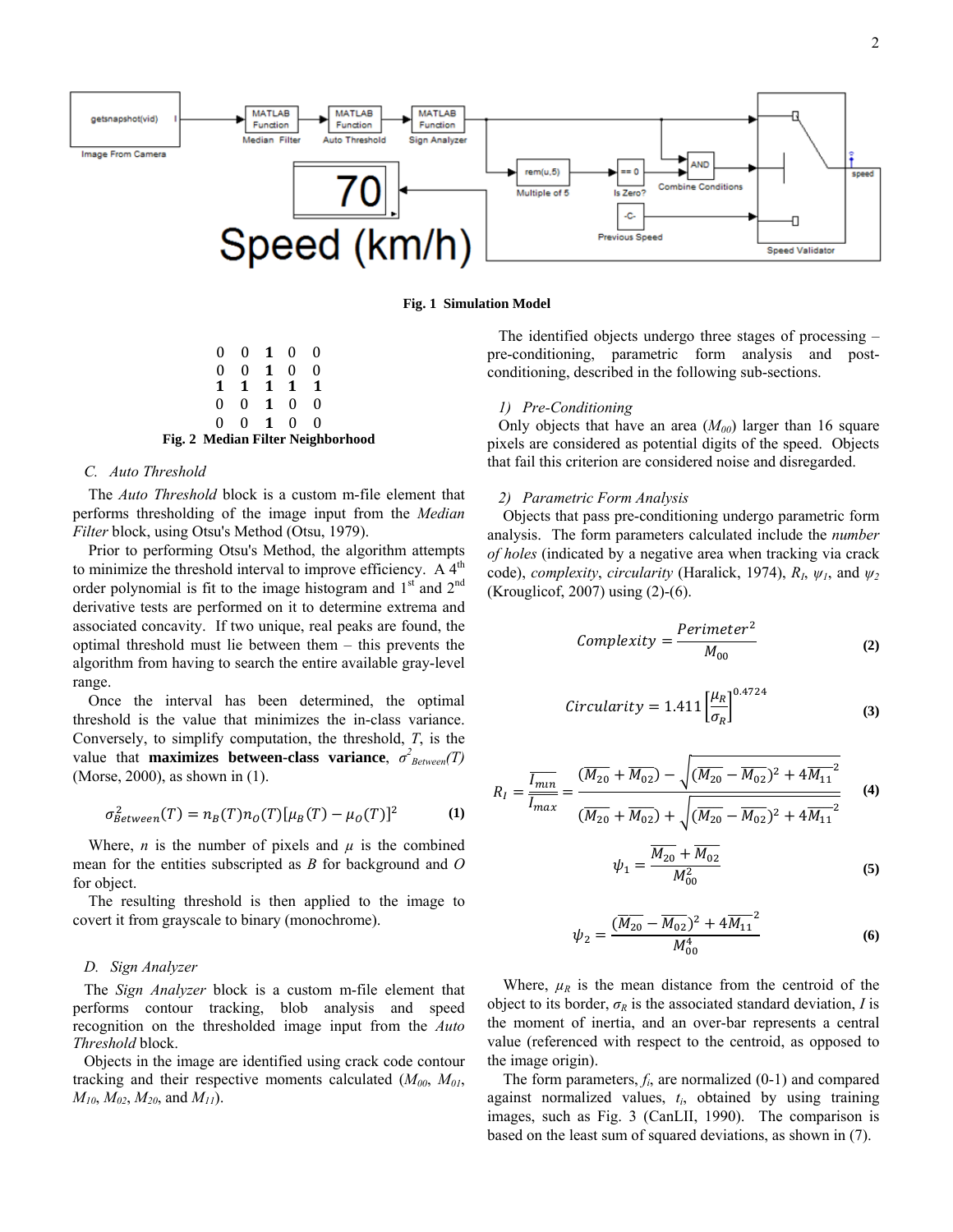Fig. 1 Simulation Model

$$\begin{matrix} 0 & 0 & \mathbf{1} & 0 & 0 \\ 0 & 0 & \mathbf{1} & 0 & 0 \\ \mathbf{1} & \mathbf{1} & \mathbf{1} & \mathbf{1} & \mathbf{1} \\ 0 & 0 & \mathbf{1} & 0 & 0 \\ 0 & 0 & \mathbf{1} & 0 & 0 \end{matrix}$$

**Fig. 2 Median Filter Neighborhood**

### C. *Auto Threshold*

The *Auto Threshold* block is a custom m-file element that performs thresholding of the image input from the *Median Filter* block, using Otsu's Method (Otsu, 1979).

Prior to performing Otsu's Method, the algorithm attempts to minimize the threshold interval to improve efficiency. A 4th order polynomial is fit to the image histogram and 1st and 2nd derivative tests are performed on it to determine extrema and associated concavity. If two unique, real peaks are found, the optimal threshold must lie between them – this prevents the algorithm from having to search the entire available gray-level range.

Once the interval has been determined, the optimal threshold is the value that minimizes the in-class variance. Conversely, to simplify computation, the threshold, $T$, is the value that **maximizes between-class variance**, $\sigma^2_{Between}(T)$ (Morse, 2000), as shown in (1).

$$\sigma^2_{Between}(T) = n_B(T)n_O(T)[\mu_B(T) - \mu_O(T)]^2 \quad \textbf{(1)}$$

Where, $n$ is the number of pixels and $\mu$ is the combined mean for the entities subscripted as $B$ for background and $O$ for object.

The resulting threshold is then applied to the image to covert it from grayscale to binary (monochrome).

### D. *Sign Analyzer*

The *Sign Analyzer* block is a custom m-file element that performs contour tracking, blob analysis and speed recognition on the thresholded image input from the *Auto Threshold* block.

Objects in the image are identified using crack code contour tracking and their respective moments calculated ($M_{00}$, $M_{01}$, $M_{10}$, $M_{02}$, $M_{20}$, and $M_{11}$).

The identified objects undergo three stages of processing – pre-conditioning, parametric form analysis and post-conditioning, described in the following sub-sections.

#### 1) *Pre-Conditioning*

Only objects that have an area ($M_{00}$) larger than 16 square pixels are considered as potential digits of the speed. Objects that fail this criterion are considered noise and disregarded.

#### 2) *Parametric Form Analysis*

Objects that pass pre-conditioning undergo parametric form analysis. The form parameters calculated include the *number of holes* (indicated by a negative area when tracking via crack code), *complexity*, *circularity* (Haralick, 1974), $R_I$, $\psi_1$, and $\psi_2$ (Krouglicof, 2007) using (2)-(6).

$$Complexity = \frac{Perimeter^2}{M_{00}} \quad \textbf{(2)}$$

$$Circularity = 1.411\left[\frac{\mu_R}{\sigma_R}\right]^{0.4724} \quad \textbf{(3)}$$

$$R_I = \frac{\overline{I_{min}}}{\overline{I_{max}}} = \frac{(\overline{M_{20}} + \overline{M_{02}}) - \sqrt{(\overline{M_{20}} - \overline{M_{02}})^2 + 4\overline{M_{11}}^2}}{(\overline{M_{20}} + \overline{M_{02}}) + \sqrt{(\overline{M_{20}} - \overline{M_{02}})^2 + 4\overline{M_{11}}^2}} \quad \textbf{(4)}$$

$$\psi_1 = \frac{\overline{M_{20}} + \overline{M_{02}}}{M_{00}^2} \quad \textbf{(5)}$$

$$\psi_2 = \frac{(\overline{M_{20}} - \overline{M_{02}})^2 + 4\overline{M_{11}}^2}{M_{00}^4} \quad \textbf{(6)}$$

Where, $\mu_R$ is the mean distance from the centroid of the object to its border, $\sigma_R$ is the associated standard deviation, $I$ is the moment of inertia, and an over-bar represents a central value (referenced with respect to the centroid, as opposed to the image origin).

The form parameters, $f_i$, are normalized (0-1) and compared against normalized values, $t_i$, obtained by using training images, such as Fig. 3 (CanLII, 1990). The comparison is based on the least sum of squared deviations, as shown in (7).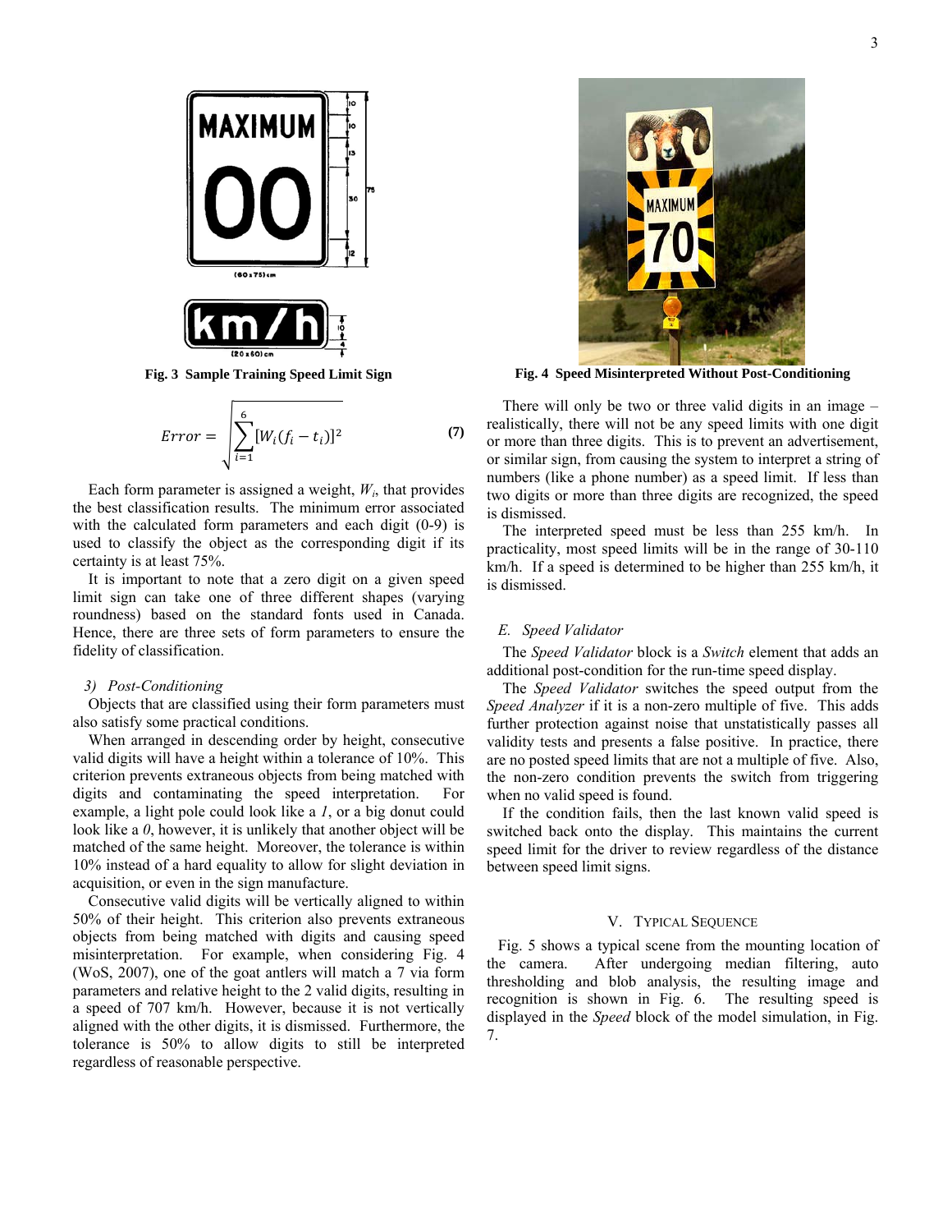Fig. 3 Sample Training Speed Limit Sign

$$Error = \sqrt{\sum_{i=1}^{6}[W_i(f_i - t_i)]^2} \quad (7)$$

Each form parameter is assigned a weight, $W_i$, that provides the best classification results. The minimum error associated with the calculated form parameters and each digit (0-9) is used to classify the object as the corresponding digit if its certainty is at least 75%.

It is important to note that a zero digit on a given speed limit sign can take one of three different shapes (varying roundness) based on the standard fonts used in Canada. Hence, there are three sets of form parameters to ensure the fidelity of classification.

### 3) Post-Conditioning

Objects that are classified using their form parameters must also satisfy some practical conditions.

When arranged in descending order by height, consecutive valid digits will have a height within a tolerance of 10%. This criterion prevents extraneous objects from being matched with digits and contaminating the speed interpretation. For example, a light pole could look like a *1*, or a big donut could look like a *0*, however, it is unlikely that another object will be matched of the same height. Moreover, the tolerance is within 10% instead of a hard equality to allow for slight deviation in acquisition, or even in the sign manufacture.

Consecutive valid digits will be vertically aligned to within 50% of their height. This criterion also prevents extraneous objects from being matched with digits and causing speed misinterpretation. For example, when considering Fig. 4 (WoS, 2007), one of the goat antlers will match a 7 via form parameters and relative height to the 2 valid digits, resulting in a speed of 707 km/h. However, because it is not vertically aligned with the other digits, it is dismissed. Furthermore, the tolerance is 50% to allow digits to still be interpreted regardless of reasonable perspective.

Fig. 4 Speed Misinterpreted Without Post-Conditioning

There will only be two or three valid digits in an image – realistically, there will not be any speed limits with one digit or more than three digits. This is to prevent an advertisement, or similar sign, from causing the system to interpret a string of numbers (like a phone number) as a speed limit. If less than two digits or more than three digits are recognized, the speed is dismissed.

The interpreted speed must be less than 255 km/h. In practicality, most speed limits will be in the range of 30-110 km/h. If a speed is determined to be higher than 255 km/h, it is dismissed.

### E. Speed Validator

The *Speed Validator* block is a *Switch* element that adds an additional post-condition for the run-time speed display.

The *Speed Validator* switches the speed output from the *Speed Analyzer* if it is a non-zero multiple of five. This adds further protection against noise that unstatistically passes all validity tests and presents a false positive. In practice, there are no posted speed limits that are not a multiple of five. Also, the non-zero condition prevents the switch from triggering when no valid speed is found.

If the condition fails, then the last known valid speed is switched back onto the display. This maintains the current speed limit for the driver to review regardless of the distance between speed limit signs.

## V. Typical Sequence

Fig. 5 shows a typical scene from the mounting location of the camera. After undergoing median filtering, auto thresholding and blob analysis, the resulting image and recognition is shown in Fig. 6. The resulting speed is displayed in the *Speed* block of the model simulation, in Fig. 7.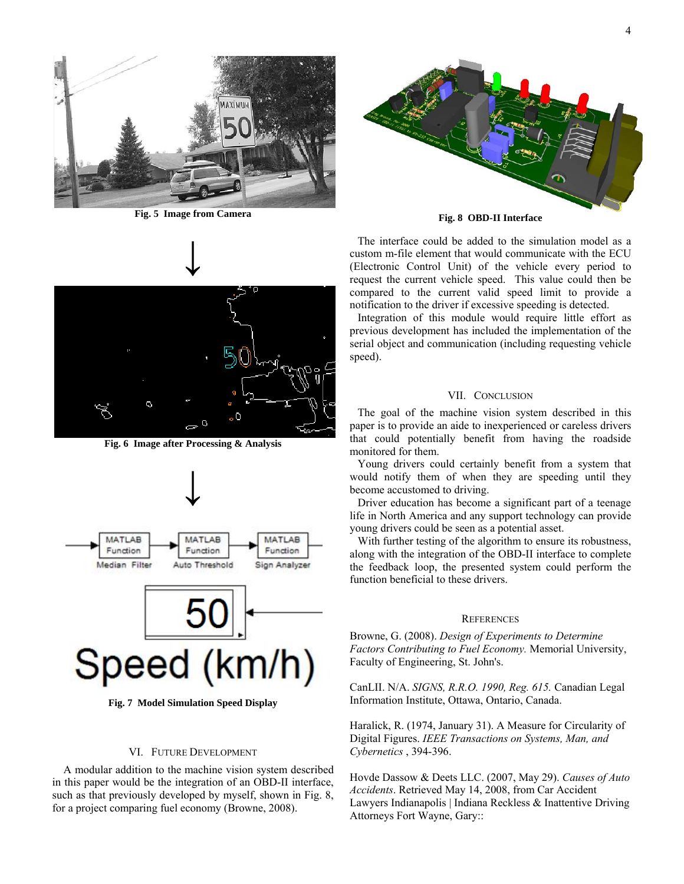Fig. 5 Image from Camera

Fig. 6 Image after Processing & Analysis

Fig. 7 Model Simulation Speed Display

## VI. Future Development

A modular addition to the machine vision system described in this paper would be the integration of an OBD-II interface, such as that previously developed by myself, shown in Fig. 8, for a project comparing fuel economy (Browne, 2008).

Fig. 8 OBD-II Interface

The interface could be added to the simulation model as a custom m-file element that would communicate with the ECU (Electronic Control Unit) of the vehicle every period to request the current vehicle speed. This value could then be compared to the current valid speed limit to provide a notification to the driver if excessive speeding is detected.

Integration of this module would require little effort as previous development has included the implementation of the serial object and communication (including requesting vehicle speed).

## VII. Conclusion

The goal of the machine vision system described in this paper is to provide an aide to inexperienced or careless drivers that could potentially benefit from having the roadside monitored for them.

Young drivers could certainly benefit from a system that would notify them of when they are speeding until they become accustomed to driving.

Driver education has become a significant part of a teenage life in North America and any support technology can provide young drivers could be seen as a potential asset.

With further testing of the algorithm to ensure its robustness, along with the integration of the OBD-II interface to complete the feedback loop, the presented system could perform the function beneficial to these drivers.

## References

Browne, G. (2008). *Design of Experiments to Determine Factors Contributing to Fuel Economy.* Memorial University, Faculty of Engineering, St. John's.

CanLII. N/A. *SIGNS, R.R.O. 1990, Reg. 615.* Canadian Legal Information Institute, Ottawa, Ontario, Canada.

Haralick, R. (1974, January 31). A Measure for Circularity of Digital Figures. *IEEE Transactions on Systems, Man, and Cybernetics* , 394-396.

Hovde Dassow & Deets LLC. (2007, May 29). *Causes of Auto Accidents*. Retrieved May 14, 2008, from Car Accident Lawyers Indianapolis | Indiana Reckless & Inattentive Driving Attorneys Fort Wayne, Gary::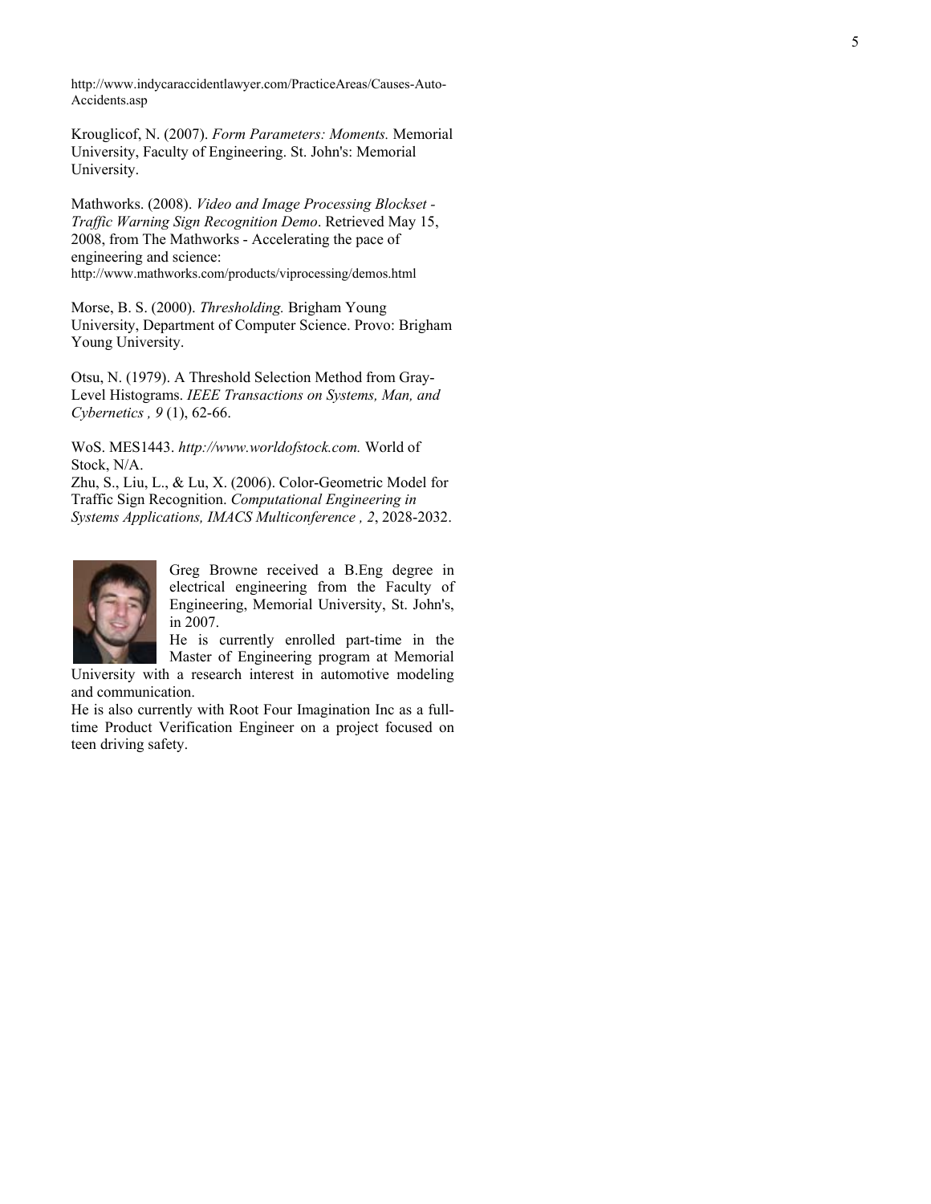http://www.indycaraccidentlawyer.com/PracticeAreas/Causes-Auto-Accidents.asp

Krouglicof, N. (2007). *Form Parameters: Moments.* Memorial University, Faculty of Engineering. St. John's: Memorial University.

Mathworks. (2008). *Video and Image Processing Blockset - Traffic Warning Sign Recognition Demo*. Retrieved May 15, 2008, from The Mathworks - Accelerating the pace of engineering and science: http://www.mathworks.com/products/viprocessing/demos.html

Morse, B. S. (2000). *Thresholding.* Brigham Young University, Department of Computer Science. Provo: Brigham Young University.

Otsu, N. (1979). A Threshold Selection Method from Gray-Level Histograms. *IEEE Transactions on Systems, Man, and Cybernetics , 9* (1), 62-66.

WoS. MES1443. *http://www.worldofstock.com.* World of Stock, N/A.

Zhu, S., Liu, L., & Lu, X. (2006). Color-Geometric Model for Traffic Sign Recognition. *Computational Engineering in Systems Applications, IMACS Multiconference , 2*, 2028-2032.

Greg Browne received a B.Eng degree in electrical engineering from the Faculty of Engineering, Memorial University, St. John's, in 2007.

He is currently enrolled part-time in the Master of Engineering program at Memorial University with a research interest in automotive modeling and communication.

He is also currently with Root Four Imagination Inc as a full-time Product Verification Engineer on a project focused on teen driving safety.